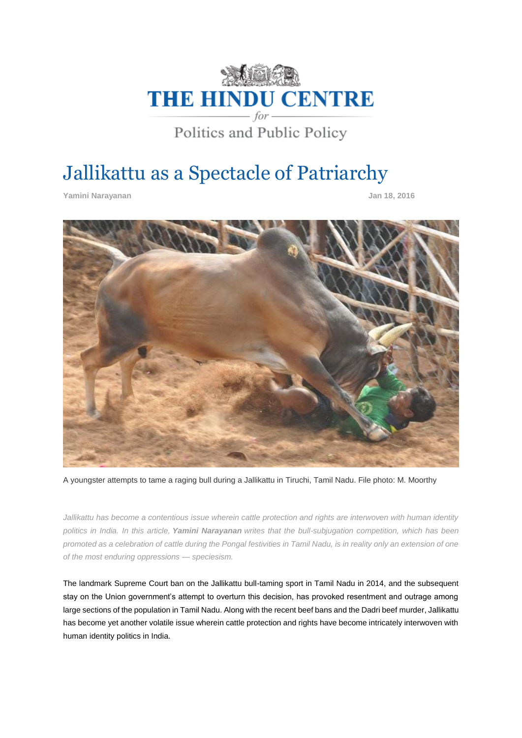THE HINDU CENTRE for Politics and Public Policy

# Jallikattu as a Spectacle of Patriarchy

**Yamini Narayanan** **Jan 18, 2016**

A youngster attempts to tame a raging bull during a Jallikattu in Tiruchi, Tamil Nadu. File photo: M. Moorthy

*Jallikattu has become a contentious issue wherein cattle protection and rights are interwoven with human identity politics in India. In this article, **Yamini Narayanan** writes that the bull-subjugation competition, which has been promoted as a celebration of cattle during the Pongal festivities in Tamil Nadu, is in reality only an extension of one of the most enduring oppressions — speciesism.*

The landmark Supreme Court ban on the Jallikattu bull-taming sport in Tamil Nadu in 2014, and the subsequent stay on the Union government's attempt to overturn this decision, has provoked resentment and outrage among large sections of the population in Tamil Nadu. Along with the recent beef bans and the Dadri beef murder, Jallikattu has become yet another volatile issue wherein cattle protection and rights have become intricately interwoven with human identity politics in India.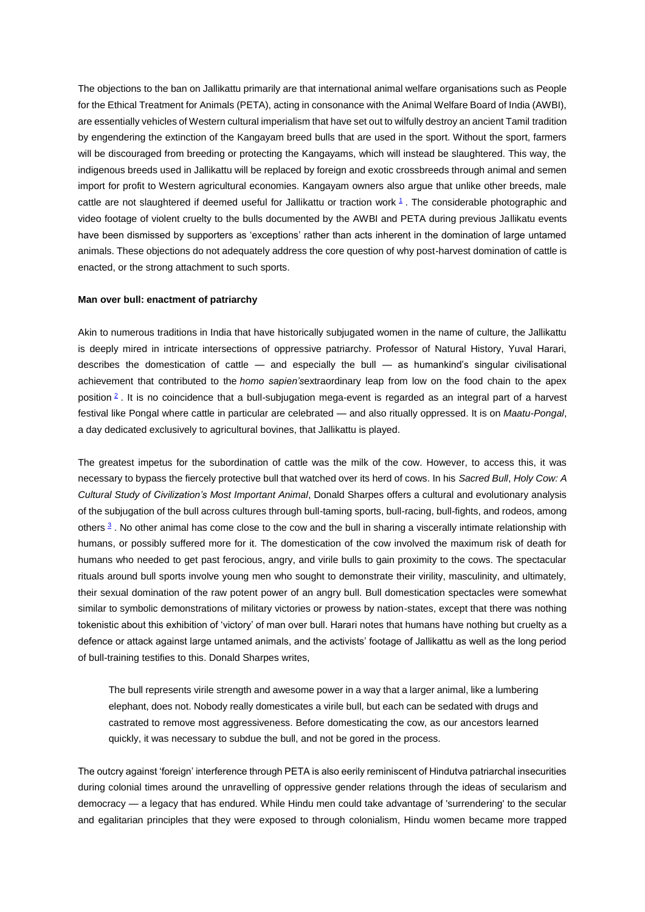The objections to the ban on Jallikattu primarily are that international animal welfare organisations such as People for the Ethical Treatment for Animals (PETA), acting in consonance with the Animal Welfare Board of India (AWBI), are essentially vehicles of Western cultural imperialism that have set out to wilfully destroy an ancient Tamil tradition by engendering the extinction of the Kangayam breed bulls that are used in the sport. Without the sport, farmers will be discouraged from breeding or protecting the Kangayams, which will instead be slaughtered. This way, the indigenous breeds used in Jallikattu will be replaced by foreign and exotic crossbreeds through animal and semen import for profit to Western agricultural economies. Kangayam owners also argue that unlike other breeds, male cattle are not slaughtered if deemed useful for Jallikattu or traction work [1]. The considerable photographic and video footage of violent cruelty to the bulls documented by the AWBI and PETA during previous Jallikatu events have been dismissed by supporters as 'exceptions' rather than acts inherent in the domination of large untamed animals. These objections do not adequately address the core question of why post-harvest domination of cattle is enacted, or the strong attachment to such sports.

**Man over bull: enactment of patriarchy**

Akin to numerous traditions in India that have historically subjugated women in the name of culture, the Jallikattu is deeply mired in intricate intersections of oppressive patriarchy. Professor of Natural History, Yuval Harari, describes the domestication of cattle — and especially the bull — as humankind's singular civilisational achievement that contributed to the *homo sapien's*extraordinary leap from low on the food chain to the apex position [2]. It is no coincidence that a bull-subjugation mega-event is regarded as an integral part of a harvest festival like Pongal where cattle in particular are celebrated — and also ritually oppressed. It is on *Maatu-Pongal*, a day dedicated exclusively to agricultural bovines, that Jallikattu is played.

The greatest impetus for the subordination of cattle was the milk of the cow. However, to access this, it was necessary to bypass the fiercely protective bull that watched over its herd of cows. In his *Sacred Bull*, *Holy Cow: A Cultural Study of Civilization's Most Important Animal*, Donald Sharpes offers a cultural and evolutionary analysis of the subjugation of the bull across cultures through bull-taming sports, bull-racing, bull-fights, and rodeos, among others [3]. No other animal has come close to the cow and the bull in sharing a viscerally intimate relationship with humans, or possibly suffered more for it. The domestication of the cow involved the maximum risk of death for humans who needed to get past ferocious, angry, and virile bulls to gain proximity to the cows. The spectacular rituals around bull sports involve young men who sought to demonstrate their virility, masculinity, and ultimately, their sexual domination of the raw potent power of an angry bull. Bull domestication spectacles were somewhat similar to symbolic demonstrations of military victories or prowess by nation-states, except that there was nothing tokenistic about this exhibition of 'victory' of man over bull. Harari notes that humans have nothing but cruelty as a defence or attack against large untamed animals, and the activists' footage of Jallikattu as well as the long period of bull-training testifies to this. Donald Sharpes writes,

> The bull represents virile strength and awesome power in a way that a larger animal, like a lumbering elephant, does not. Nobody really domesticates a virile bull, but each can be sedated with drugs and castrated to remove most aggressiveness. Before domesticating the cow, as our ancestors learned quickly, it was necessary to subdue the bull, and not be gored in the process.

The outcry against 'foreign' interference through PETA is also eerily reminiscent of Hindutva patriarchal insecurities during colonial times around the unravelling of oppressive gender relations through the ideas of secularism and democracy — a legacy that has endured. While Hindu men could take advantage of 'surrendering' to the secular and egalitarian principles that they were exposed to through colonialism, Hindu women became more trapped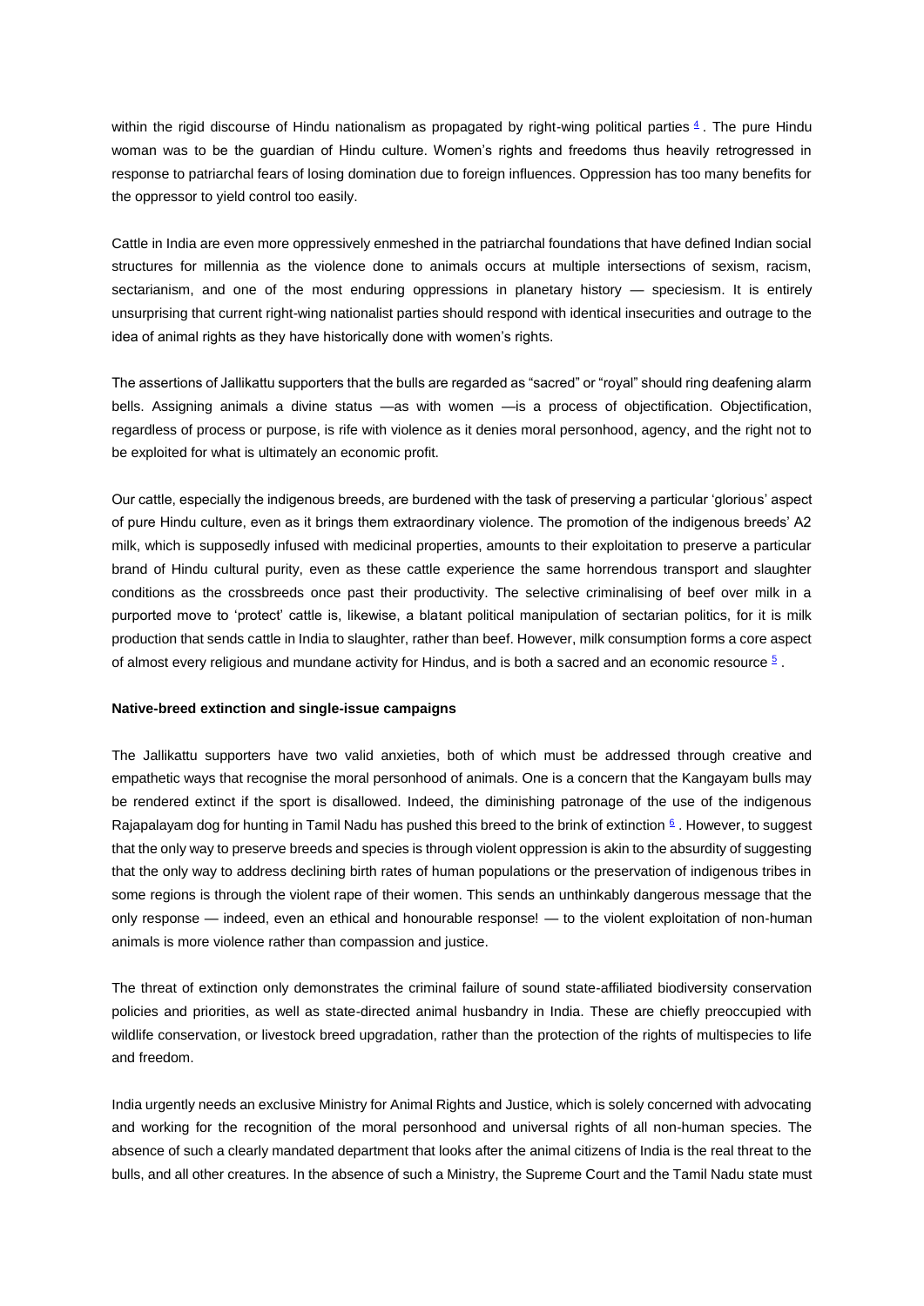within the rigid discourse of Hindu nationalism as propagated by right-wing political parties [4]. The pure Hindu woman was to be the guardian of Hindu culture. Women's rights and freedoms thus heavily retrogressed in response to patriarchal fears of losing domination due to foreign influences. Oppression has too many benefits for the oppressor to yield control too easily.

Cattle in India are even more oppressively enmeshed in the patriarchal foundations that have defined Indian social structures for millennia as the violence done to animals occurs at multiple intersections of sexism, racism, sectarianism, and one of the most enduring oppressions in planetary history — speciesism. It is entirely unsurprising that current right-wing nationalist parties should respond with identical insecurities and outrage to the idea of animal rights as they have historically done with women's rights.

The assertions of Jallikattu supporters that the bulls are regarded as "sacred" or "royal" should ring deafening alarm bells. Assigning animals a divine status —as with women —is a process of objectification. Objectification, regardless of process or purpose, is rife with violence as it denies moral personhood, agency, and the right not to be exploited for what is ultimately an economic profit.

Our cattle, especially the indigenous breeds, are burdened with the task of preserving a particular 'glorious' aspect of pure Hindu culture, even as it brings them extraordinary violence. The promotion of the indigenous breeds' A2 milk, which is supposedly infused with medicinal properties, amounts to their exploitation to preserve a particular brand of Hindu cultural purity, even as these cattle experience the same horrendous transport and slaughter conditions as the crossbreeds once past their productivity. The selective criminalising of beef over milk in a purported move to 'protect' cattle is, likewise, a blatant political manipulation of sectarian politics, for it is milk production that sends cattle in India to slaughter, rather than beef. However, milk consumption forms a core aspect of almost every religious and mundane activity for Hindus, and is both a sacred and an economic resource [5].

**Native-breed extinction and single-issue campaigns**

The Jallikattu supporters have two valid anxieties, both of which must be addressed through creative and empathetic ways that recognise the moral personhood of animals. One is a concern that the Kangayam bulls may be rendered extinct if the sport is disallowed. Indeed, the diminishing patronage of the use of the indigenous Rajapalayam dog for hunting in Tamil Nadu has pushed this breed to the brink of extinction [6]. However, to suggest that the only way to preserve breeds and species is through violent oppression is akin to the absurdity of suggesting that the only way to address declining birth rates of human populations or the preservation of indigenous tribes in some regions is through the violent rape of their women. This sends an unthinkably dangerous message that the only response — indeed, even an ethical and honourable response! — to the violent exploitation of non-human animals is more violence rather than compassion and justice.

The threat of extinction only demonstrates the criminal failure of sound state-affiliated biodiversity conservation policies and priorities, as well as state-directed animal husbandry in India. These are chiefly preoccupied with wildlife conservation, or livestock breed upgradation, rather than the protection of the rights of multispecies to life and freedom.

India urgently needs an exclusive Ministry for Animal Rights and Justice, which is solely concerned with advocating and working for the recognition of the moral personhood and universal rights of all non-human species. The absence of such a clearly mandated department that looks after the animal citizens of India is the real threat to the bulls, and all other creatures. In the absence of such a Ministry, the Supreme Court and the Tamil Nadu state must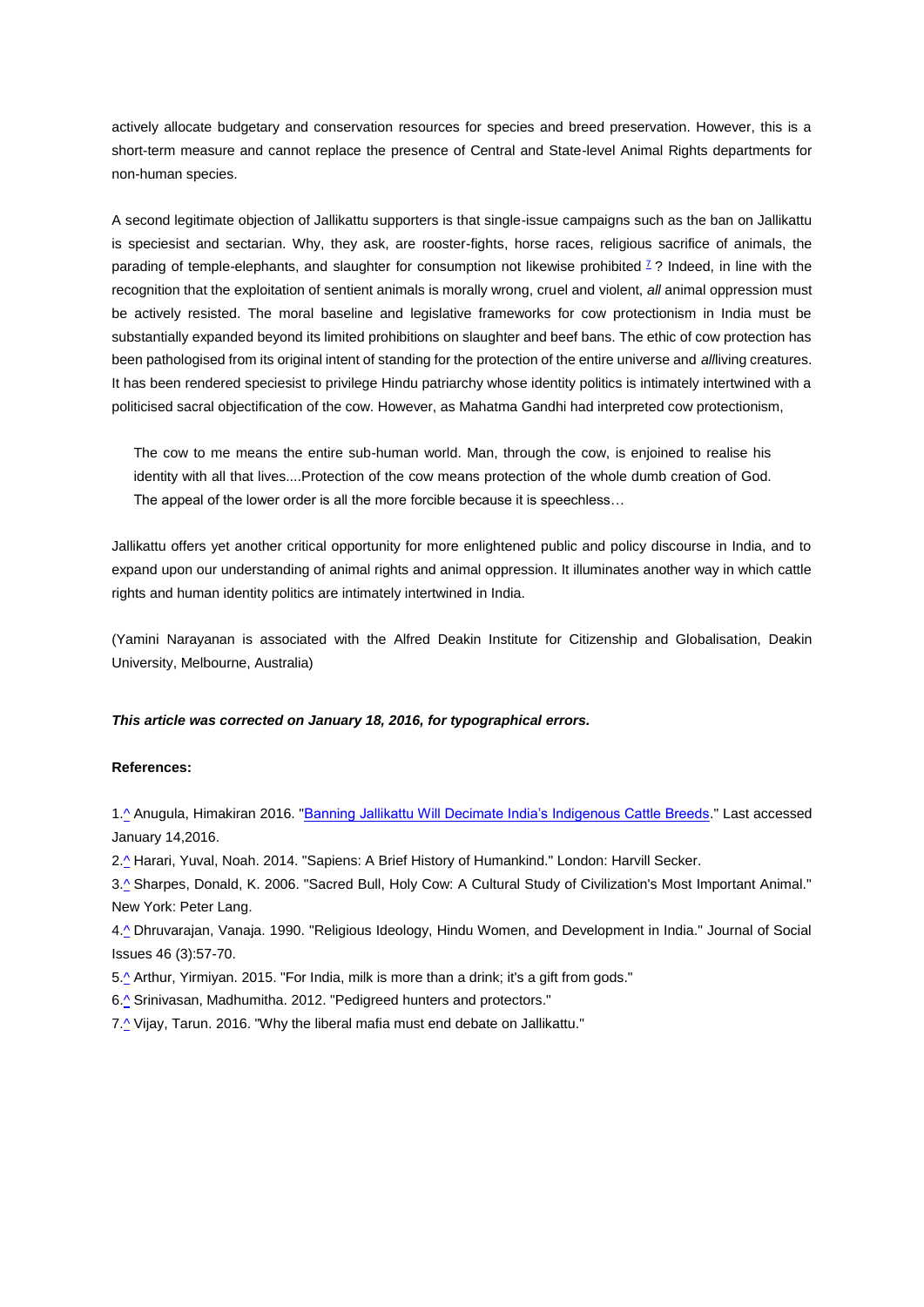actively allocate budgetary and conservation resources for species and breed preservation. However, this is a short-term measure and cannot replace the presence of Central and State-level Animal Rights departments for non-human species.

A second legitimate objection of Jallikattu supporters is that single-issue campaigns such as the ban on Jallikattu is speciesist and sectarian. Why, they ask, are rooster-fights, horse races, religious sacrifice of animals, the parading of temple-elephants, and slaughter for consumption not likewise prohibited [7] ? Indeed, in line with the recognition that the exploitation of sentient animals is morally wrong, cruel and violent, *all* animal oppression must be actively resisted. The moral baseline and legislative frameworks for cow protectionism in India must be substantially expanded beyond its limited prohibitions on slaughter and beef bans. The ethic of cow protection has been pathologised from its original intent of standing for the protection of the entire universe and *all*living creatures. It has been rendered speciesist to privilege Hindu patriarchy whose identity politics is intimately intertwined with a politicised sacral objectification of the cow. However, as Mahatma Gandhi had interpreted cow protectionism,

> The cow to me means the entire sub-human world. Man, through the cow, is enjoined to realise his identity with all that lives....Protection of the cow means protection of the whole dumb creation of God. The appeal of the lower order is all the more forcible because it is speechless…

Jallikattu offers yet another critical opportunity for more enlightened public and policy discourse in India, and to expand upon our understanding of animal rights and animal oppression. It illuminates another way in which cattle rights and human identity politics are intimately intertwined in India.

(Yamini Narayanan is associated with the Alfred Deakin Institute for Citizenship and Globalisation, Deakin University, Melbourne, Australia)

***This article was corrected on January 18, 2016, for typographical errors.***

**References:**

1.^ Anugula, Himakiran 2016. "Banning Jallikattu Will Decimate India's Indigenous Cattle Breeds." Last accessed January 14,2016.

2.^ Harari, Yuval, Noah. 2014. "Sapiens: A Brief History of Humankind." London: Harvill Secker.

3.^ Sharpes, Donald, K. 2006. "Sacred Bull, Holy Cow: A Cultural Study of Civilization's Most Important Animal." New York: Peter Lang.

4.^ Dhruvarajan, Vanaja. 1990. "Religious Ideology, Hindu Women, and Development in India." Journal of Social Issues 46 (3):57-70.

5.^ Arthur, Yirmiyan. 2015. "For India, milk is more than a drink; it's a gift from gods."

6.^ Srinivasan, Madhumitha. 2012. "Pedigreed hunters and protectors."

7.^ Vijay, Tarun. 2016. "Why the liberal mafia must end debate on Jallikattu."